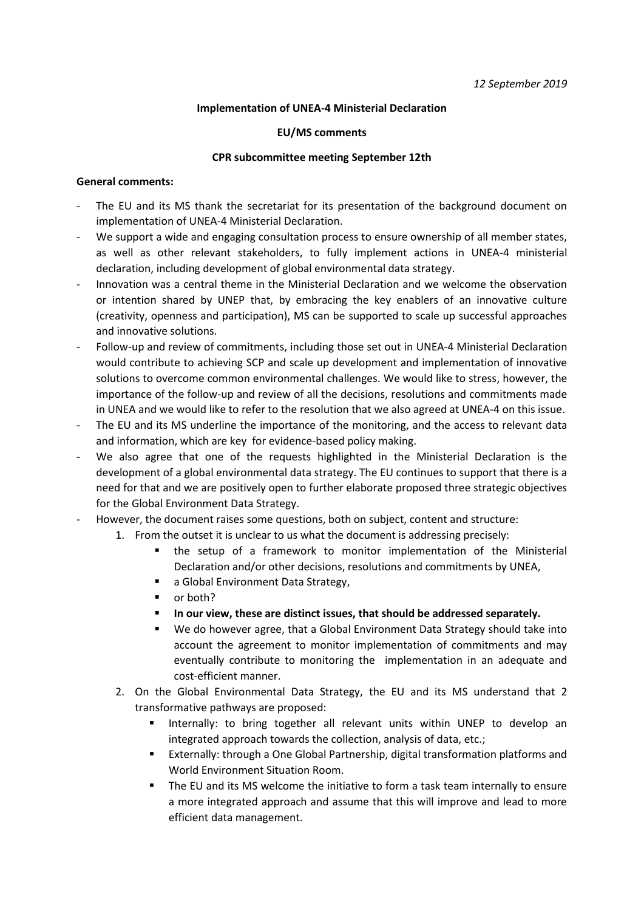*12 September 2019*

**Implementation of UNEA-4 Ministerial Declaration**

**EU/MS comments**

**CPR subcommittee meeting September 12th**

**General comments:**

- The EU and its MS thank the secretariat for its presentation of the background document on implementation of UNEA-4 Ministerial Declaration.
- We support a wide and engaging consultation process to ensure ownership of all member states, as well as other relevant stakeholders, to fully implement actions in UNEA-4 ministerial declaration, including development of global environmental data strategy.
- Innovation was a central theme in the Ministerial Declaration and we welcome the observation or intention shared by UNEP that, by embracing the key enablers of an innovative culture (creativity, openness and participation), MS can be supported to scale up successful approaches and innovative solutions.
- Follow-up and review of commitments, including those set out in UNEA-4 Ministerial Declaration would contribute to achieving SCP and scale up development and implementation of innovative solutions to overcome common environmental challenges. We would like to stress, however, the importance of the follow-up and review of all the decisions, resolutions and commitments made in UNEA and we would like to refer to the resolution that we also agreed at UNEA-4 on this issue.
- The EU and its MS underline the importance of the monitoring, and the access to relevant data and information, which are key for evidence-based policy making.
- We also agree that one of the requests highlighted in the Ministerial Declaration is the development of a global environmental data strategy. The EU continues to support that there is a need for that and we are positively open to further elaborate proposed three strategic objectives for the Global Environment Data Strategy.
- However, the document raises some questions, both on subject, content and structure:
  1. From the outset it is unclear to us what the document is addressing precisely:
     - the setup of a framework to monitor implementation of the Ministerial Declaration and/or other decisions, resolutions and commitments by UNEA,
     - a Global Environment Data Strategy,
     - or both?
     - **In our view, these are distinct issues, that should be addressed separately.**
     - We do however agree, that a Global Environment Data Strategy should take into account the agreement to monitor implementation of commitments and may eventually contribute to monitoring the implementation in an adequate and cost-efficient manner.
  2. On the Global Environmental Data Strategy, the EU and its MS understand that 2 transformative pathways are proposed:
     - Internally: to bring together all relevant units within UNEP to develop an integrated approach towards the collection, analysis of data, etc.;
     - Externally: through a One Global Partnership, digital transformation platforms and World Environment Situation Room.
     - The EU and its MS welcome the initiative to form a task team internally to ensure a more integrated approach and assume that this will improve and lead to more efficient data management.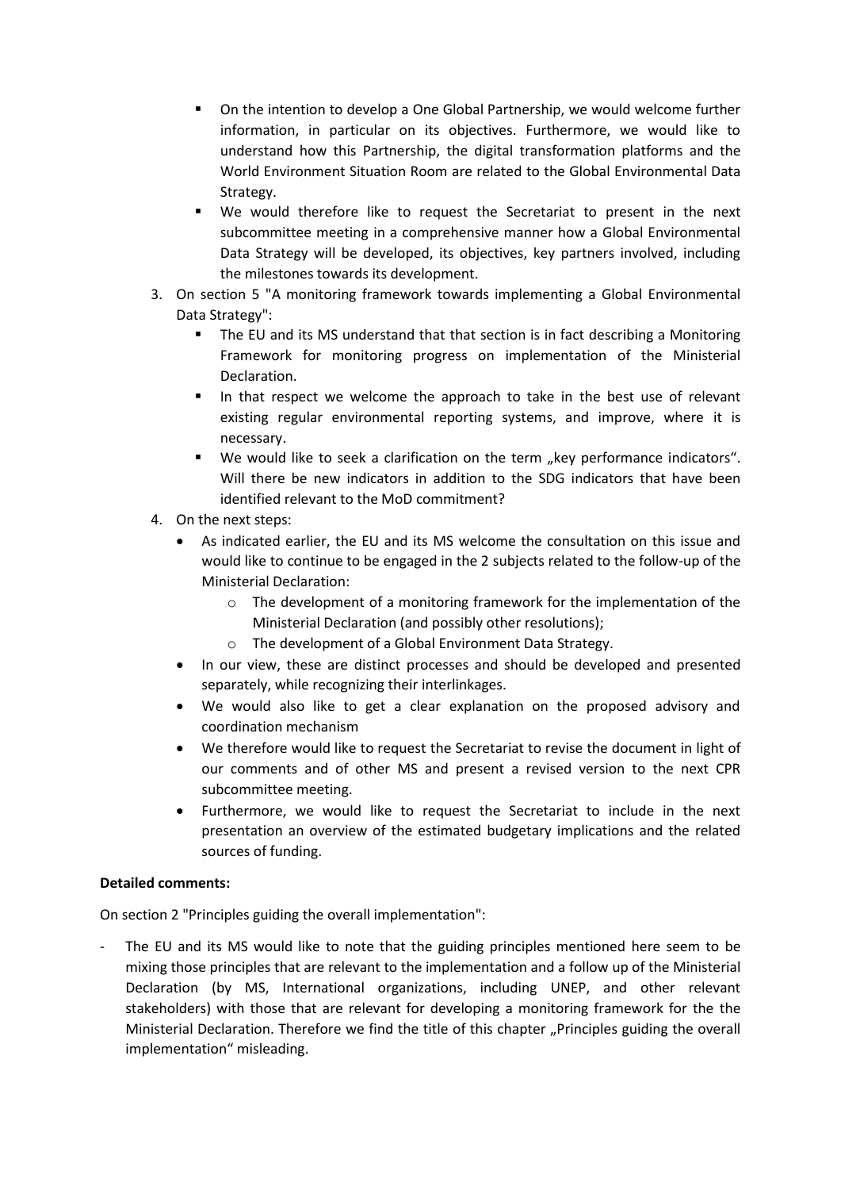- On the intention to develop a One Global Partnership, we would welcome further information, in particular on its objectives. Furthermore, we would like to understand how this Partnership, the digital transformation platforms and the World Environment Situation Room are related to the Global Environmental Data Strategy.
  - We would therefore like to request the Secretariat to present in the next subcommittee meeting in a comprehensive manner how a Global Environmental Data Strategy will be developed, its objectives, key partners involved, including the milestones towards its development.

3. On section 5 "A monitoring framework towards implementing a Global Environmental Data Strategy":
   - The EU and its MS understand that that section is in fact describing a Monitoring Framework for monitoring progress on implementation of the Ministerial Declaration.
   - In that respect we welcome the approach to take in the best use of relevant existing regular environmental reporting systems, and improve, where it is necessary.
   - We would like to seek a clarification on the term „key performance indicators". Will there be new indicators in addition to the SDG indicators that have been identified relevant to the MoD commitment?
4. On the next steps:
   - As indicated earlier, the EU and its MS welcome the consultation on this issue and would like to continue to be engaged in the 2 subjects related to the follow-up of the Ministerial Declaration:
     - The development of a monitoring framework for the implementation of the Ministerial Declaration (and possibly other resolutions);
     - The development of a Global Environment Data Strategy.
   - In our view, these are distinct processes and should be developed and presented separately, while recognizing their interlinkages.
   - We would also like to get a clear explanation on the proposed advisory and coordination mechanism
   - We therefore would like to request the Secretariat to revise the document in light of our comments and of other MS and present a revised version to the next CPR subcommittee meeting.
   - Furthermore, we would like to request the Secretariat to include in the next presentation an overview of the estimated budgetary implications and the related sources of funding.

**Detailed comments:**

On section 2 "Principles guiding the overall implementation":

- The EU and its MS would like to note that the guiding principles mentioned here seem to be mixing those principles that are relevant to the implementation and a follow up of the Ministerial Declaration (by MS, International organizations, including UNEP, and other relevant stakeholders) with those that are relevant for developing a monitoring framework for the the Ministerial Declaration. Therefore we find the title of this chapter „Principles guiding the overall implementation" misleading.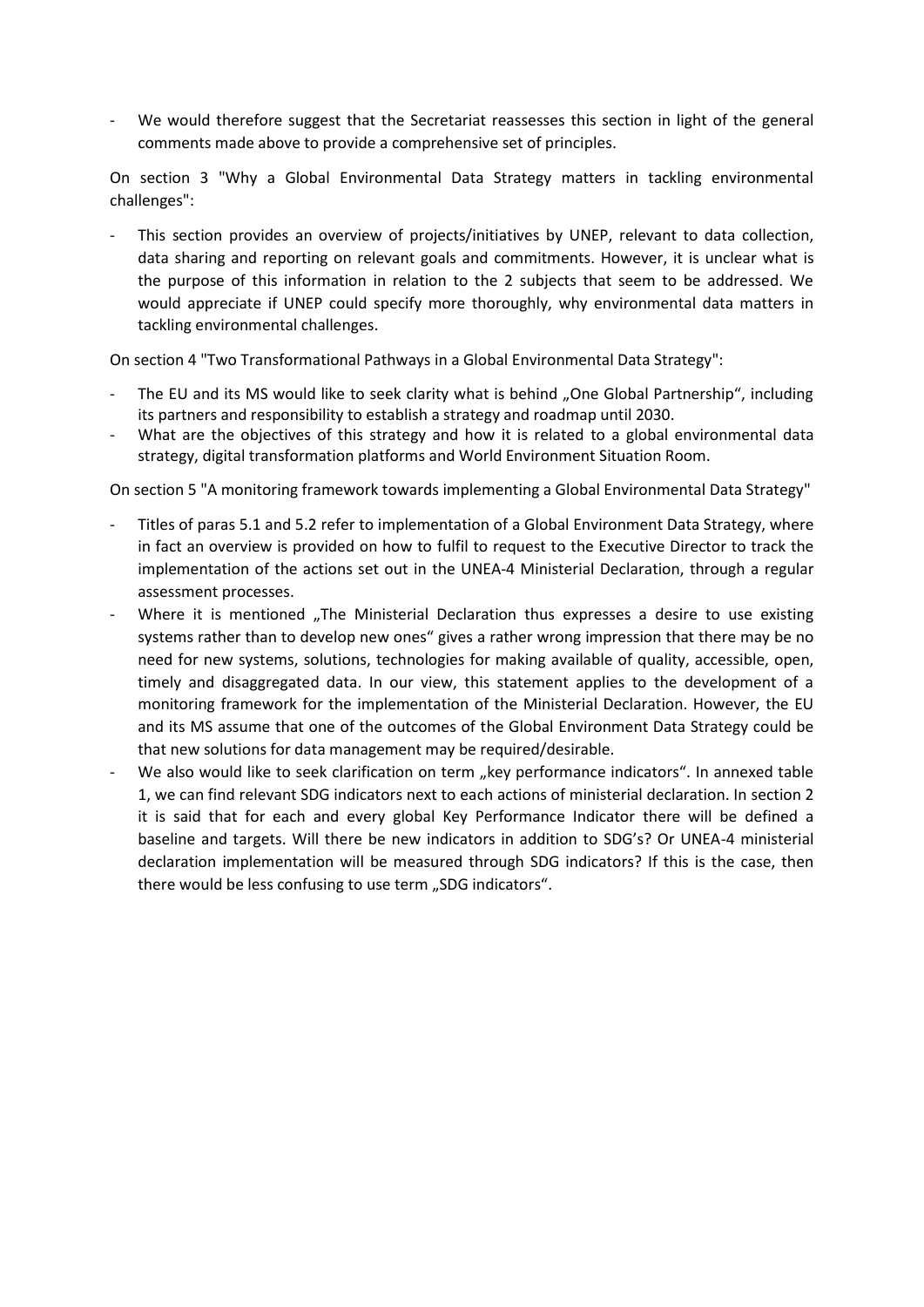- We would therefore suggest that the Secretariat reassesses this section in light of the general comments made above to provide a comprehensive set of principles.

On section 3 "Why a Global Environmental Data Strategy matters in tackling environmental challenges":

- This section provides an overview of projects/initiatives by UNEP, relevant to data collection, data sharing and reporting on relevant goals and commitments. However, it is unclear what is the purpose of this information in relation to the 2 subjects that seem to be addressed. We would appreciate if UNEP could specify more thoroughly, why environmental data matters in tackling environmental challenges.

On section 4 "Two Transformational Pathways in a Global Environmental Data Strategy":

- The EU and its MS would like to seek clarity what is behind „One Global Partnership", including its partners and responsibility to establish a strategy and roadmap until 2030.
- What are the objectives of this strategy and how it is related to a global environmental data strategy, digital transformation platforms and World Environment Situation Room.

On section 5 "A monitoring framework towards implementing a Global Environmental Data Strategy"

- Titles of paras 5.1 and 5.2 refer to implementation of a Global Environment Data Strategy, where in fact an overview is provided on how to fulfil to request to the Executive Director to track the implementation of the actions set out in the UNEA-4 Ministerial Declaration, through a regular assessment processes.
- Where it is mentioned „The Ministerial Declaration thus expresses a desire to use existing systems rather than to develop new ones" gives a rather wrong impression that there may be no need for new systems, solutions, technologies for making available of quality, accessible, open, timely and disaggregated data. In our view, this statement applies to the development of a monitoring framework for the implementation of the Ministerial Declaration. However, the EU and its MS assume that one of the outcomes of the Global Environment Data Strategy could be that new solutions for data management may be required/desirable.
- We also would like to seek clarification on term „key performance indicators". In annexed table 1, we can find relevant SDG indicators next to each actions of ministerial declaration. In section 2 it is said that for each and every global Key Performance Indicator there will be defined a baseline and targets. Will there be new indicators in addition to SDG's? Or UNEA-4 ministerial declaration implementation will be measured through SDG indicators? If this is the case, then there would be less confusing to use term „SDG indicators".